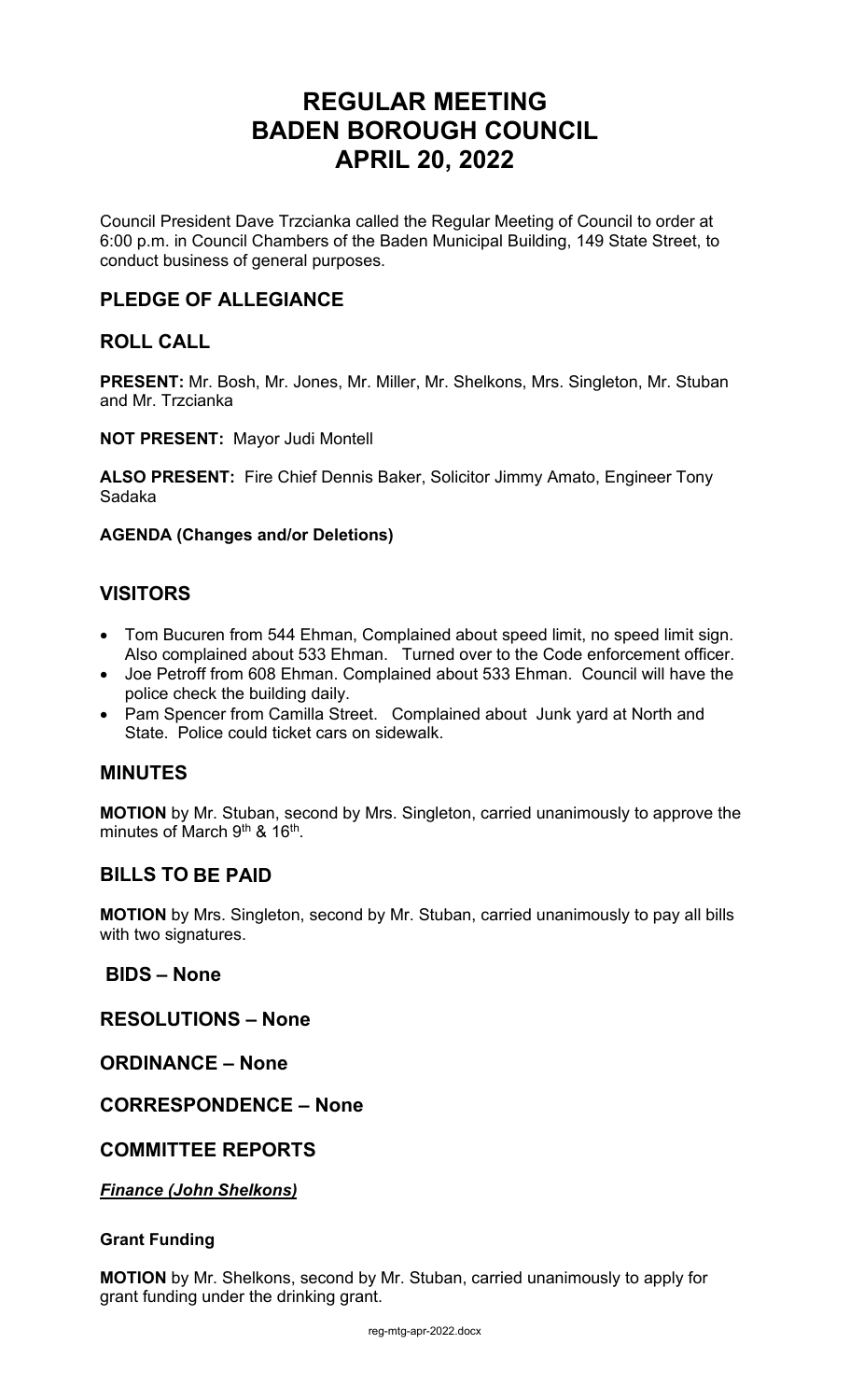# REGULAR MEETING
# BADEN BOROUGH COUNCIL
# APRIL 20, 2022

Council President Dave Trzcianka called the Regular Meeting of Council to order at 6:00 p.m. in Council Chambers of the Baden Municipal Building, 149 State Street, to conduct business of general purposes.

## PLEDGE OF ALLEGIANCE

## ROLL CALL

**PRESENT:** Mr. Bosh, Mr. Jones, Mr. Miller, Mr. Shelkons, Mrs. Singleton, Mr. Stuban and Mr. Trzcianka

**NOT PRESENT:** Mayor Judi Montell

**ALSO PRESENT:** Fire Chief Dennis Baker, Solicitor Jimmy Amato, Engineer Tony Sadaka

**AGENDA (Changes and/or Deletions)**

## VISITORS

- Tom Bucuren from 544 Ehman, Complained about speed limit, no speed limit sign. Also complained about 533 Ehman. Turned over to the Code enforcement officer.
- Joe Petroff from 608 Ehman. Complained about 533 Ehman. Council will have the police check the building daily.
- Pam Spencer from Camilla Street. Complained about Junk yard at North and State. Police could ticket cars on sidewalk.

## MINUTES

**MOTION** by Mr. Stuban, second by Mrs. Singleton, carried unanimously to approve the minutes of March 9th & 16th.

## BILLS TO BE PAID

**MOTION** by Mrs. Singleton, second by Mr. Stuban, carried unanimously to pay all bills with two signatures.

## BIDS – None

## RESOLUTIONS – None

## ORDINANCE – None

## CORRESPONDENCE – None

## COMMITTEE REPORTS

***Finance (John Shelkons)***

**Grant Funding**

**MOTION** by Mr. Shelkons, second by Mr. Stuban, carried unanimously to apply for grant funding under the drinking grant.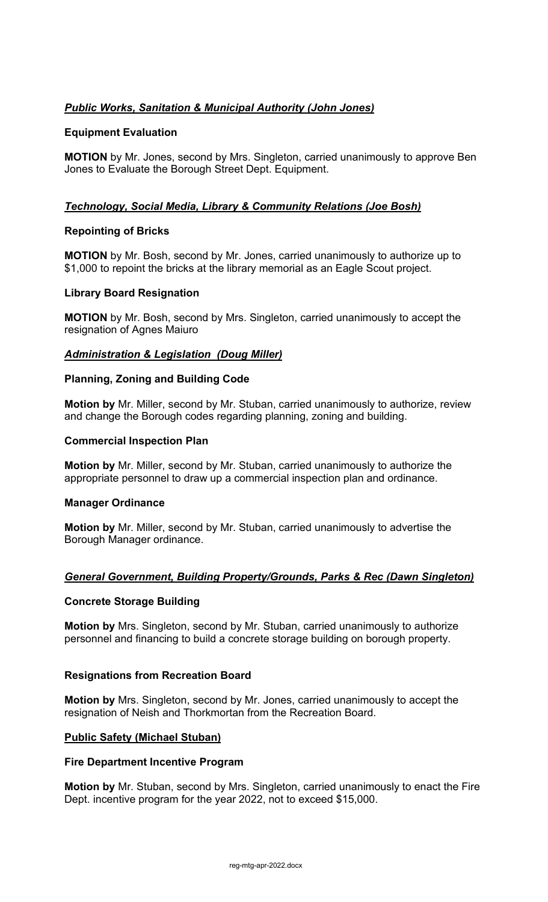### ***Public Works, Sanitation & Municipal Authority (John Jones)***

**Equipment Evaluation**

**MOTION** by Mr. Jones, second by Mrs. Singleton, carried unanimously to approve Ben Jones to Evaluate the Borough Street Dept. Equipment.

### ***Technology, Social Media, Library & Community Relations (Joe Bosh)***

**Repointing of Bricks**

**MOTION** by Mr. Bosh, second by Mr. Jones, carried unanimously to authorize up to $1,000 to repoint the bricks at the library memorial as an Eagle Scout project.

**Library Board Resignation**

**MOTION** by Mr. Bosh, second by Mrs. Singleton, carried unanimously to accept the resignation of Agnes Maiuro

### ***Administration & Legislation (Doug Miller)***

**Planning, Zoning and Building Code**

**Motion by** Mr. Miller, second by Mr. Stuban, carried unanimously to authorize, review and change the Borough codes regarding planning, zoning and building.

**Commercial Inspection Plan**

**Motion by** Mr. Miller, second by Mr. Stuban, carried unanimously to authorize the appropriate personnel to draw up a commercial inspection plan and ordinance.

**Manager Ordinance**

**Motion by** Mr. Miller, second by Mr. Stuban, carried unanimously to advertise the Borough Manager ordinance.

### ***General Government, Building Property/Grounds, Parks & Rec (Dawn Singleton)***

**Concrete Storage Building**

**Motion by** Mrs. Singleton, second by Mr. Stuban, carried unanimously to authorize personnel and financing to build a concrete storage building on borough property.

**Resignations from Recreation Board**

**Motion by** Mrs. Singleton, second by Mr. Jones, carried unanimously to accept the resignation of Neish and Thorkmortan from the Recreation Board.

### **Public Safety (Michael Stuban)**

**Fire Department Incentive Program**

**Motion by** Mr. Stuban, second by Mrs. Singleton, carried unanimously to enact the Fire Dept. incentive program for the year 2022, not to exceed $15,000.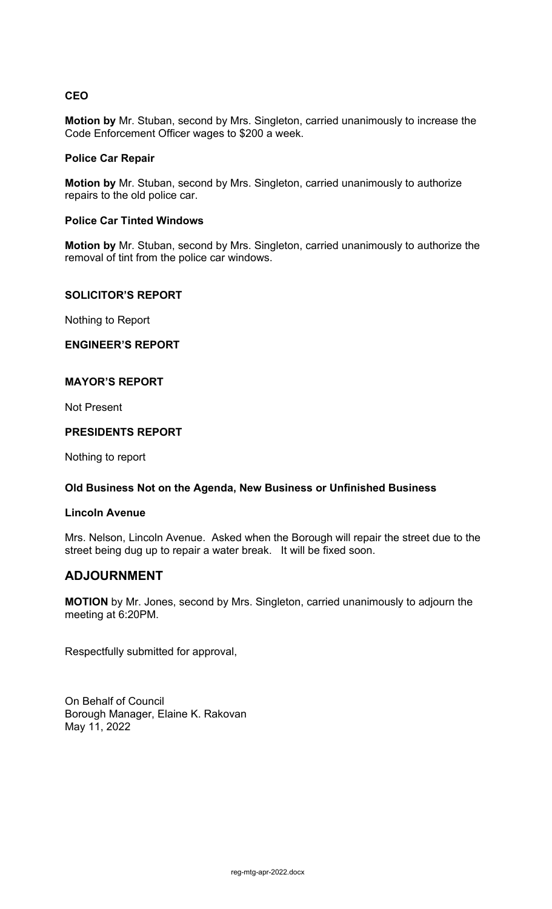**CEO**

**Motion by** Mr. Stuban, second by Mrs. Singleton, carried unanimously to increase the Code Enforcement Officer wages to $200 a week.

**Police Car Repair**

**Motion by** Mr. Stuban, second by Mrs. Singleton, carried unanimously to authorize repairs to the old police car.

**Police Car Tinted Windows**

**Motion by** Mr. Stuban, second by Mrs. Singleton, carried unanimously to authorize the removal of tint from the police car windows.

**SOLICITOR'S REPORT**

Nothing to Report

**ENGINEER'S REPORT**

**MAYOR'S REPORT**

Not Present

**PRESIDENTS REPORT**

Nothing to report

**Old Business Not on the Agenda, New Business or Unfinished Business**

**Lincoln Avenue**

Mrs. Nelson, Lincoln Avenue. Asked when the Borough will repair the street due to the street being dug up to repair a water break. It will be fixed soon.

## ADJOURNMENT

**MOTION** by Mr. Jones, second by Mrs. Singleton, carried unanimously to adjourn the meeting at 6:20PM.

Respectfully submitted for approval,

On Behalf of Council
Borough Manager, Elaine K. Rakovan
May 11, 2022